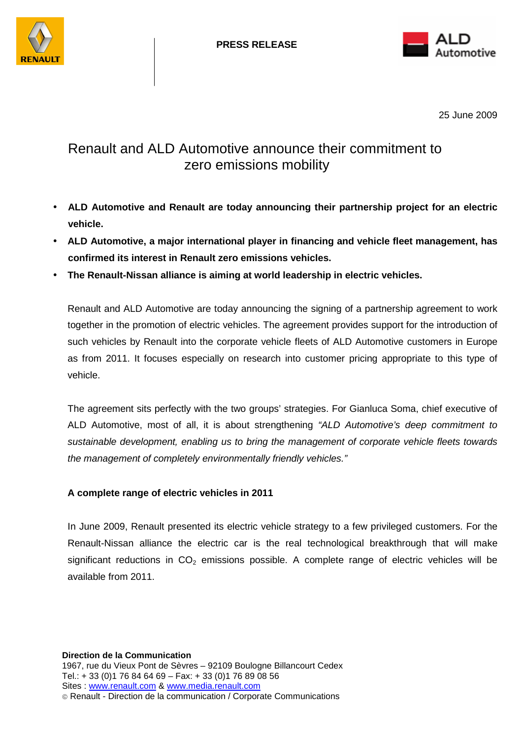PRESS RELEASE

25 June 2009

# Renault and ALD Automotive announce their commitment to zero emissions mobility

- **ALD Automotive and Renault are today announcing their partnership project for an electric vehicle.**
- **ALD Automotive, a major international player in financing and vehicle fleet management, has confirmed its interest in Renault zero emissions vehicles.**
- **The Renault-Nissan alliance is aiming at world leadership in electric vehicles.**

Renault and ALD Automotive are today announcing the signing of a partnership agreement to work together in the promotion of electric vehicles. The agreement provides support for the introduction of such vehicles by Renault into the corporate vehicle fleets of ALD Automotive customers in Europe as from 2011. It focuses especially on research into customer pricing appropriate to this type of vehicle.

The agreement sits perfectly with the two groups' strategies. For Gianluca Soma, chief executive of ALD Automotive, most of all, it is about strengthening *"ALD Automotive's deep commitment to sustainable development, enabling us to bring the management of corporate vehicle fleets towards the management of completely environmentally friendly vehicles."*

## A complete range of electric vehicles in 2011

In June 2009, Renault presented its electric vehicle strategy to a few privileged customers. For the Renault-Nissan alliance the electric car is the real technological breakthrough that will make significant reductions in $CO_2$ emissions possible. A complete range of electric vehicles will be available from 2011.

**Direction de la Communication**
1967, rue du Vieux Pont de Sèvres – 92109 Boulogne Billancourt Cedex
Tel.: + 33 (0)1 76 84 64 69 – Fax: + 33 (0)1 76 89 08 56
Sites : www.renault.com & www.media.renault.com
© Renault - Direction de la communication / Corporate Communications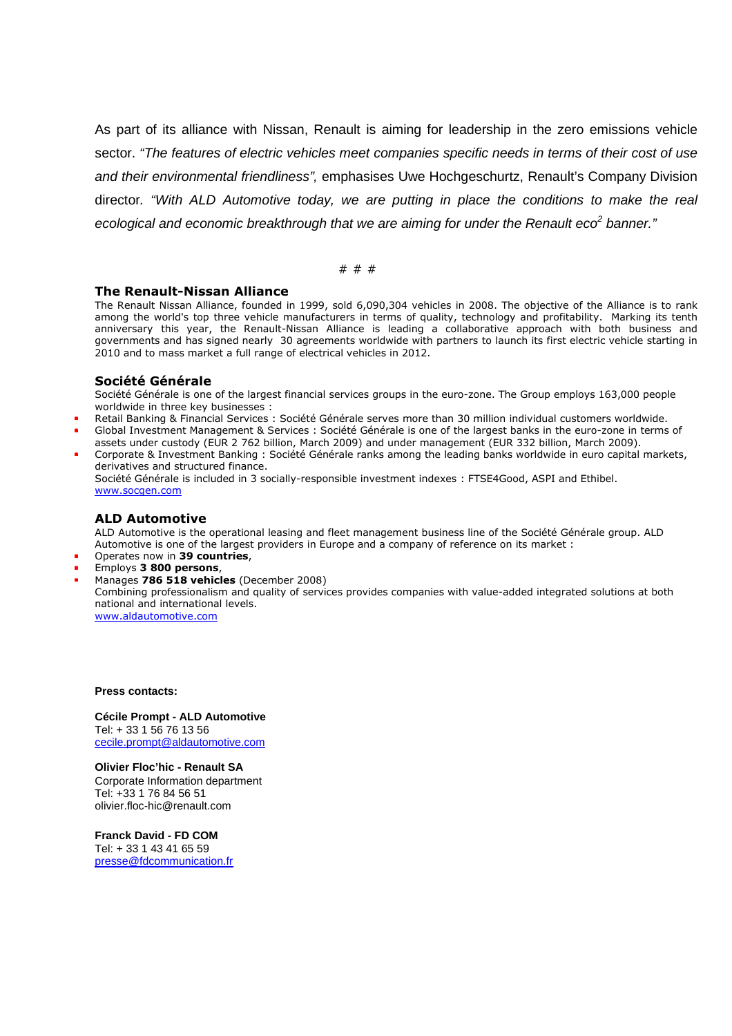As part of its alliance with Nissan, Renault is aiming for leadership in the zero emissions vehicle sector. *"The features of electric vehicles meet companies specific needs in terms of their cost of use and their environmental friendliness",* emphasises Uwe Hochgeschurtz, Renault's Company Division director. *"With ALD Automotive today, we are putting in place the conditions to make the real ecological and economic breakthrough that we are aiming for under the Renault eco² banner."*

# # #

## The Renault-Nissan Alliance

The Renault Nissan Alliance, founded in 1999, sold 6,090,304 vehicles in 2008. The objective of the Alliance is to rank among the world's top three vehicle manufacturers in terms of quality, technology and profitability. Marking its tenth anniversary this year, the Renault-Nissan Alliance is leading a collaborative approach with both business and governments and has signed nearly 30 agreements worldwide with partners to launch its first electric vehicle starting in 2010 and to mass market a full range of electrical vehicles in 2012.

## Société Générale

Société Générale is one of the largest financial services groups in the euro-zone. The Group employs 163,000 people worldwide in three key businesses :

- Retail Banking & Financial Services : Société Générale serves more than 30 million individual customers worldwide.
- Global Investment Management & Services : Société Générale is one of the largest banks in the euro-zone in terms of assets under custody (EUR 2 762 billion, March 2009) and under management (EUR 332 billion, March 2009).
- Corporate & Investment Banking : Société Générale ranks among the leading banks worldwide in euro capital markets, derivatives and structured finance.

Société Générale is included in 3 socially-responsible investment indexes : FTSE4Good, ASPI and Ethibel.
www.socgen.com

## ALD Automotive

ALD Automotive is the operational leasing and fleet management business line of the Société Générale group. ALD Automotive is one of the largest providers in Europe and a company of reference on its market :

- Operates now in **39 countries**,
- Employs **3 800 persons**,
- Manages **786 518 vehicles** (December 2008)

Combining professionalism and quality of services provides companies with value-added integrated solutions at both national and international levels.
www.aldautomotive.com

**Press contacts:**

**Cécile Prompt - ALD Automotive**
Tel: + 33 1 56 76 13 56
cecile.prompt@aldautomotive.com

**Olivier Floc'hic - Renault SA**
Corporate Information department
Tel: +33 1 76 84 56 51
olivier.floc-hic@renault.com

**Franck David - FD COM**
Tel: + 33 1 43 41 65 59
presse@fdcommunication.fr